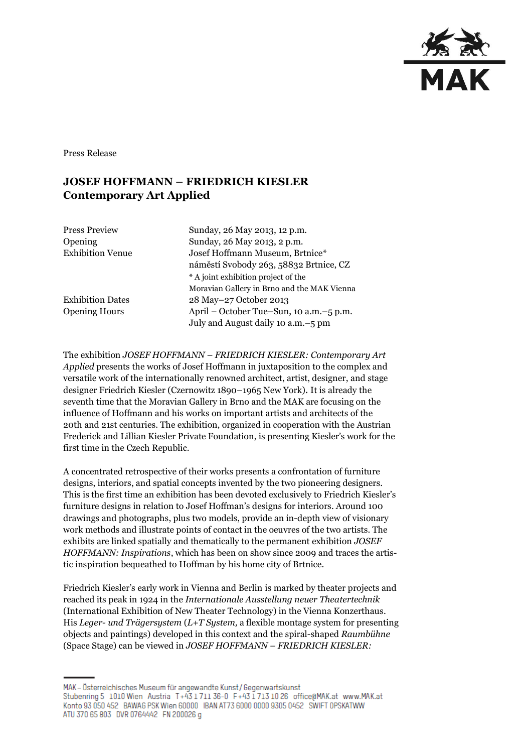Press Release

# JOSEF HOFFMANN – FRIEDRICH KIESLER
## Contemporary Art Applied

| | |
|---|---|
| Press Preview | Sunday, 26 May 2013, 12 p.m. |
| Opening | Sunday, 26 May 2013, 2 p.m. |
| Exhibition Venue | Josef Hoffmann Museum, Brtnice*<br>náměstí Svobody 263, 58832 Brtnice, CZ<br>* A joint exhibition project of the Moravian Gallery in Brno and the MAK Vienna |
| Exhibition Dates | 28 May–27 October 2013 |
| Opening Hours | April – October Tue–Sun, 10 a.m.–5 p.m.<br>July and August daily 10 a.m.–5 pm |

The exhibition *JOSEF HOFFMANN – FRIEDRICH KIESLER: Contemporary Art Applied* presents the works of Josef Hoffmann in juxtaposition to the complex and versatile work of the internationally renowned architect, artist, designer, and stage designer Friedrich Kiesler (Czernowitz 1890–1965 New York). It is already the seventh time that the Moravian Gallery in Brno and the MAK are focusing on the influence of Hoffmann and his works on important artists and architects of the 20th and 21st centuries. The exhibition, organized in cooperation with the Austrian Frederick and Lillian Kiesler Private Foundation, is presenting Kiesler's work for the first time in the Czech Republic.

A concentrated retrospective of their works presents a confrontation of furniture designs, interiors, and spatial concepts invented by the two pioneering designers. This is the first time an exhibition has been devoted exclusively to Friedrich Kiesler's furniture designs in relation to Josef Hoffman's designs for interiors. Around 100 drawings and photographs, plus two models, provide an in-depth view of visionary work methods and illustrate points of contact in the oeuvres of the two artists. The exhibits are linked spatially and thematically to the permanent exhibition *JOSEF HOFFMANN: Inspirations*, which has been on show since 2009 and traces the artistic inspiration bequeathed to Hoffman by his home city of Brtnice.

Friedrich Kiesler's early work in Vienna and Berlin is marked by theater projects and reached its peak in 1924 in the *Internationale Ausstellung neuer Theatertechnik* (International Exhibition of New Theater Technology) in the Vienna Konzerthaus. His *Leger- und Trägersystem* (*L+T System,* a flexible montage system for presenting objects and paintings) developed in this context and the spiral-shaped *Raumbühne* (Space Stage) can be viewed in *JOSEF HOFFMANN – FRIEDRICH KIESLER:*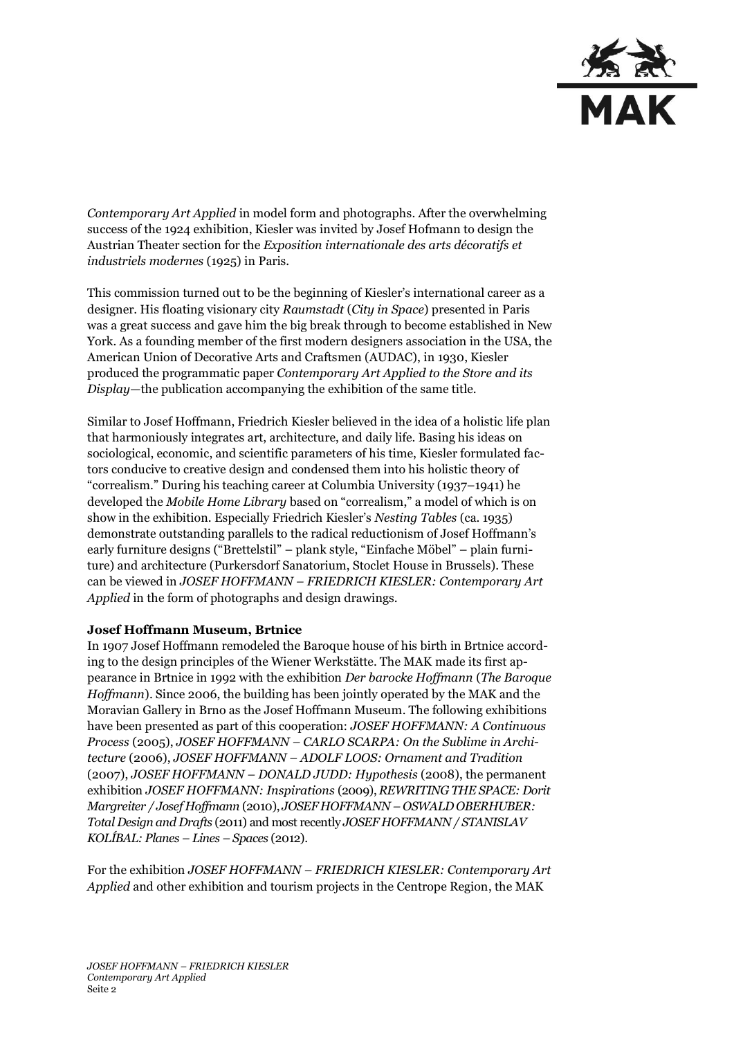*Contemporary Art Applied* in model form and photographs. After the overwhelming success of the 1924 exhibition, Kiesler was invited by Josef Hofmann to design the Austrian Theater section for the *Exposition internationale des arts décoratifs et industriels modernes* (1925) in Paris.

This commission turned out to be the beginning of Kiesler's international career as a designer. His floating visionary city *Raumstadt* (*City in Space*) presented in Paris was a great success and gave him the big break through to become established in New York. As a founding member of the first modern designers association in the USA, the American Union of Decorative Arts and Craftsmen (AUDAC), in 1930, Kiesler produced the programmatic paper *Contemporary Art Applied to the Store and its Display*—the publication accompanying the exhibition of the same title.

Similar to Josef Hoffmann, Friedrich Kiesler believed in the idea of a holistic life plan that harmoniously integrates art, architecture, and daily life. Basing his ideas on sociological, economic, and scientific parameters of his time, Kiesler formulated factors conducive to creative design and condensed them into his holistic theory of "correalism." During his teaching career at Columbia University (1937–1941) he developed the *Mobile Home Library* based on "correalism," a model of which is on show in the exhibition. Especially Friedrich Kiesler's *Nesting Tables* (ca. 1935) demonstrate outstanding parallels to the radical reductionism of Josef Hoffmann's early furniture designs ("Brettelstil" – plank style, "Einfache Möbel" – plain furniture) and architecture (Purkersdorf Sanatorium, Stoclet House in Brussels). These can be viewed in *JOSEF HOFFMANN – FRIEDRICH KIESLER: Contemporary Art Applied* in the form of photographs and design drawings.

**Josef Hoffmann Museum, Brtnice**

In 1907 Josef Hoffmann remodeled the Baroque house of his birth in Brtnice according to the design principles of the Wiener Werkstätte. The MAK made its first appearance in Brtnice in 1992 with the exhibition *Der barocke Hoffmann* (*The Baroque Hoffmann*). Since 2006, the building has been jointly operated by the MAK and the Moravian Gallery in Brno as the Josef Hoffmann Museum. The following exhibitions have been presented as part of this cooperation: *JOSEF HOFFMANN: A Continuous Process* (2005), *JOSEF HOFFMANN – CARLO SCARPA: On the Sublime in Architecture* (2006), *JOSEF HOFFMANN – ADOLF LOOS: Ornament and Tradition* (2007), *JOSEF HOFFMANN – DONALD JUDD: Hypothesis* (2008), the permanent exhibition *JOSEF HOFFMANN: Inspirations* (2009), *REWRITING THE SPACE: Dorit Margreiter / Josef Hoffmann* (2010), *JOSEF HOFFMANN – OSWALD OBERHUBER: Total Design and Drafts* (2011) and most recently *JOSEF HOFFMANN / STANISLAV KOLÍBAL: Planes – Lines – Spaces* (2012).

For the exhibition *JOSEF HOFFMANN – FRIEDRICH KIESLER: Contemporary Art Applied* and other exhibition and tourism projects in the Centrope Region, the MAK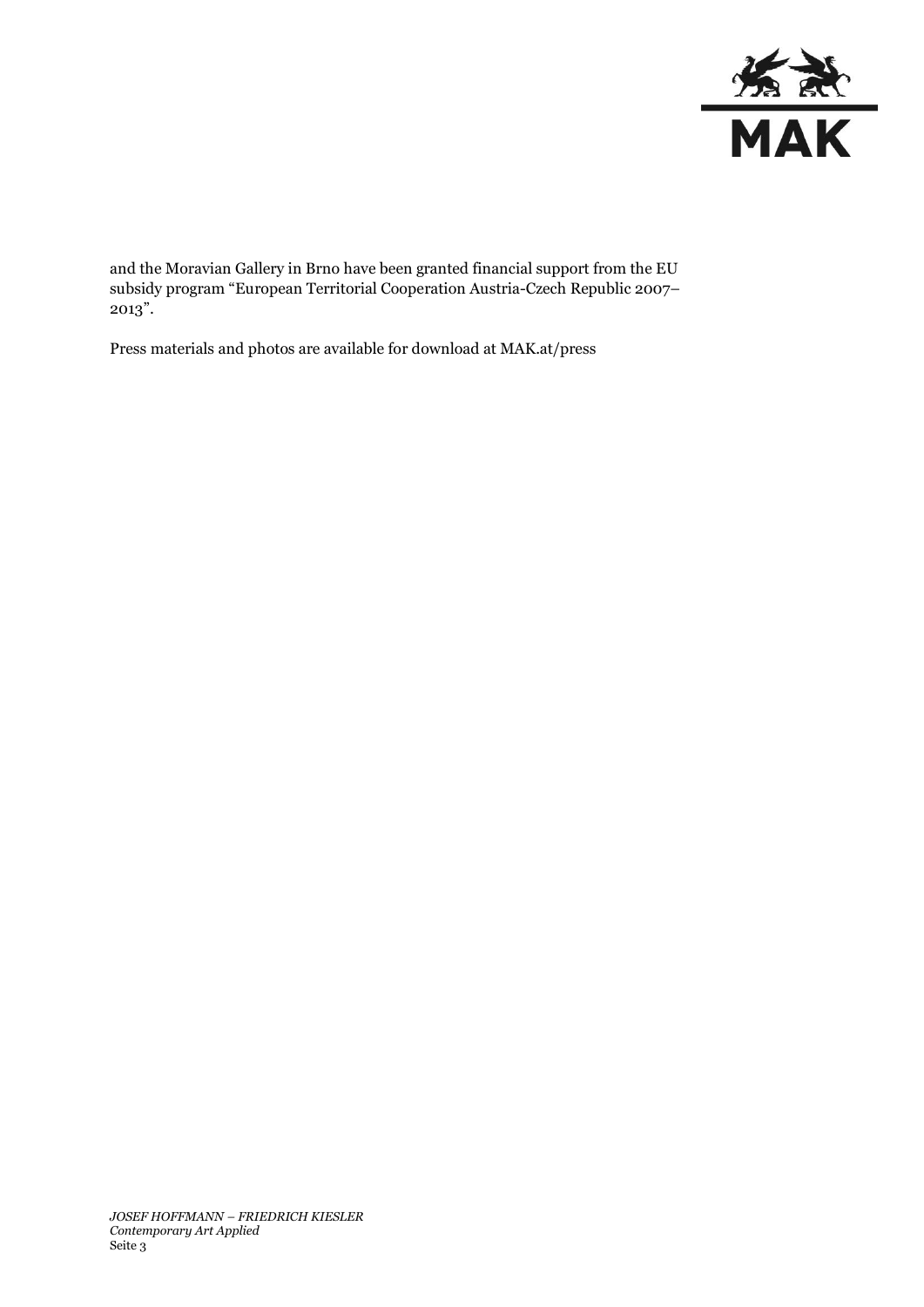and the Moravian Gallery in Brno have been granted financial support from the EU subsidy program "European Territorial Cooperation Austria-Czech Republic 2007–2013".

Press materials and photos are available for download at MAK.at/press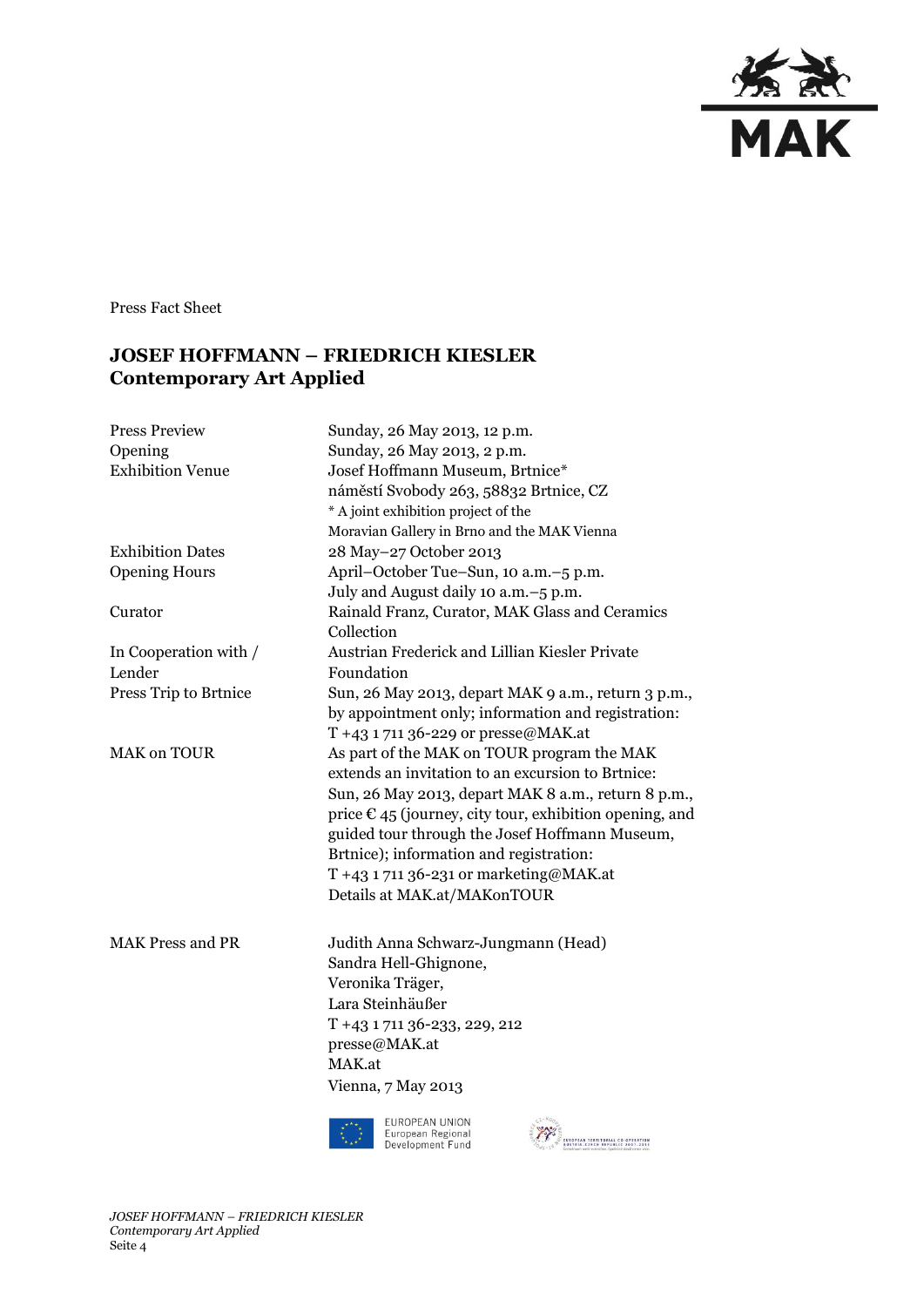Press Fact Sheet

## JOSEF HOFFMANN – FRIEDRICH KIESLER
## Contemporary Art Applied

| | |
|---|---|
| Press Preview | Sunday, 26 May 2013, 12 p.m. |
| Opening | Sunday, 26 May 2013, 2 p.m. |
| Exhibition Venue | Josef Hoffmann Museum, Brtnice*<br>náměstí Svobody 263, 58832 Brtnice, CZ<br>* A joint exhibition project of the Moravian Gallery in Brno and the MAK Vienna |
| Exhibition Dates | 28 May–27 October 2013 |
| Opening Hours | April–October Tue–Sun, 10 a.m.–5 p.m.<br>July and August daily 10 a.m.–5 p.m. |
| Curator | Rainald Franz, Curator, MAK Glass and Ceramics Collection |
| In Cooperation with / Lender | Austrian Frederick and Lillian Kiesler Private Foundation |
| Press Trip to Brtnice | Sun, 26 May 2013, depart MAK 9 a.m., return 3 p.m., by appointment only; information and registration: T +43 1 711 36-229 or presse@MAK.at |
| MAK on TOUR | As part of the MAK on TOUR program the MAK extends an invitation to an excursion to Brtnice: Sun, 26 May 2013, depart MAK 8 a.m., return 8 p.m., price € 45 (journey, city tour, exhibition opening, and guided tour through the Josef Hoffmann Museum, Brtnice); information and registration: T +43 1 711 36-231 or marketing@MAK.at<br>Details at MAK.at/MAKonTOUR |
| MAK Press and PR | Judith Anna Schwarz-Jungmann (Head)<br>Sandra Hell-Ghignone,<br>Veronika Träger,<br>Lara Steinhäußer<br>T +43 1 711 36-233, 229, 212<br>presse@MAK.at<br>MAK.at<br>Vienna, 7 May 2013 |

EUROPEAN UNION
European Regional Development Fund

EUROPEAN TERRITORIAL CO-OPERATION AUSTRIA-CZECH REPUBLIC 2007–2013